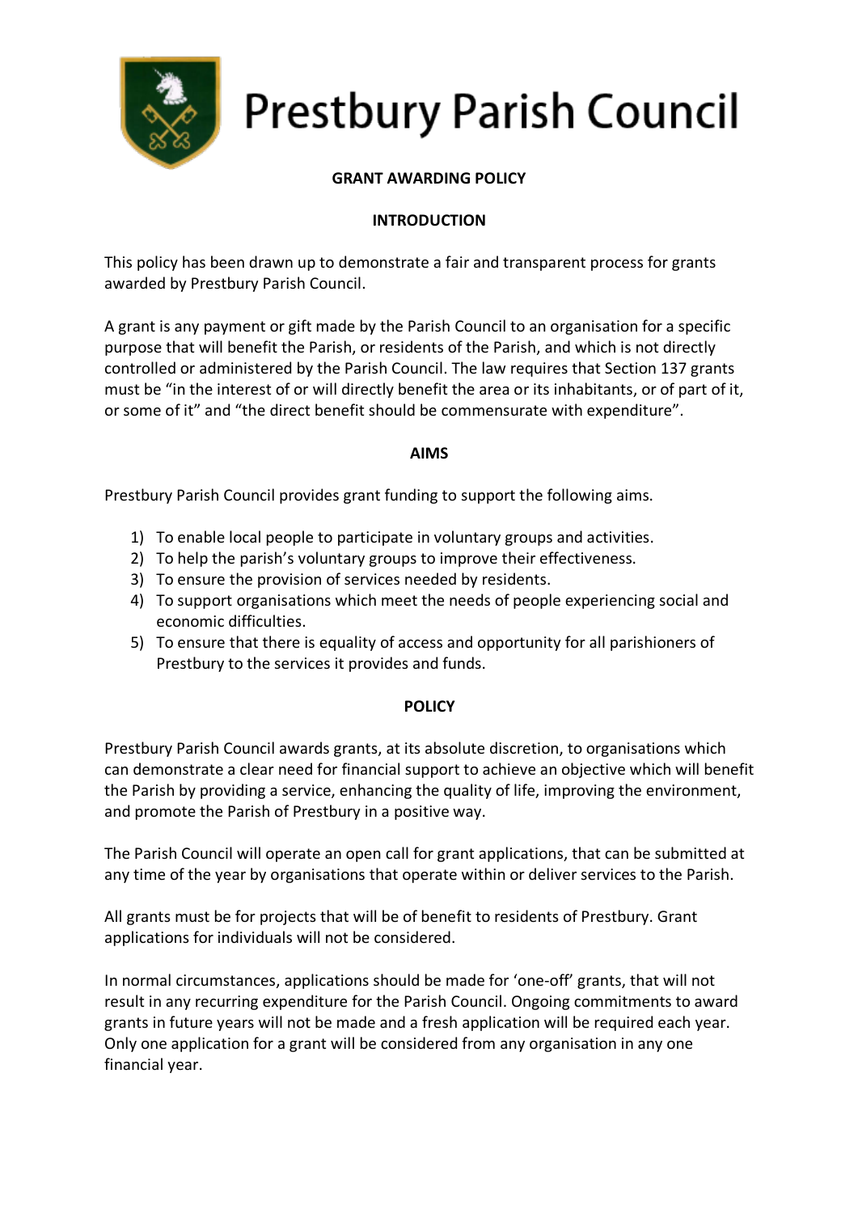# Prestbury Parish Council

## GRANT AWARDING POLICY

### INTRODUCTION

This policy has been drawn up to demonstrate a fair and transparent process for grants awarded by Prestbury Parish Council.

A grant is any payment or gift made by the Parish Council to an organisation for a specific purpose that will benefit the Parish, or residents of the Parish, and which is not directly controlled or administered by the Parish Council. The law requires that Section 137 grants must be "in the interest of or will directly benefit the area or its inhabitants, or of part of it, or some of it" and "the direct benefit should be commensurate with expenditure".

### AIMS

Prestbury Parish Council provides grant funding to support the following aims.

1) To enable local people to participate in voluntary groups and activities.
2) To help the parish's voluntary groups to improve their effectiveness.
3) To ensure the provision of services needed by residents.
4) To support organisations which meet the needs of people experiencing social and economic difficulties.
5) To ensure that there is equality of access and opportunity for all parishioners of Prestbury to the services it provides and funds.

### POLICY

Prestbury Parish Council awards grants, at its absolute discretion, to organisations which can demonstrate a clear need for financial support to achieve an objective which will benefit the Parish by providing a service, enhancing the quality of life, improving the environment, and promote the Parish of Prestbury in a positive way.

The Parish Council will operate an open call for grant applications, that can be submitted at any time of the year by organisations that operate within or deliver services to the Parish.

All grants must be for projects that will be of benefit to residents of Prestbury. Grant applications for individuals will not be considered.

In normal circumstances, applications should be made for 'one-off' grants, that will not result in any recurring expenditure for the Parish Council. Ongoing commitments to award grants in future years will not be made and a fresh application will be required each year. Only one application for a grant will be considered from any organisation in any one financial year.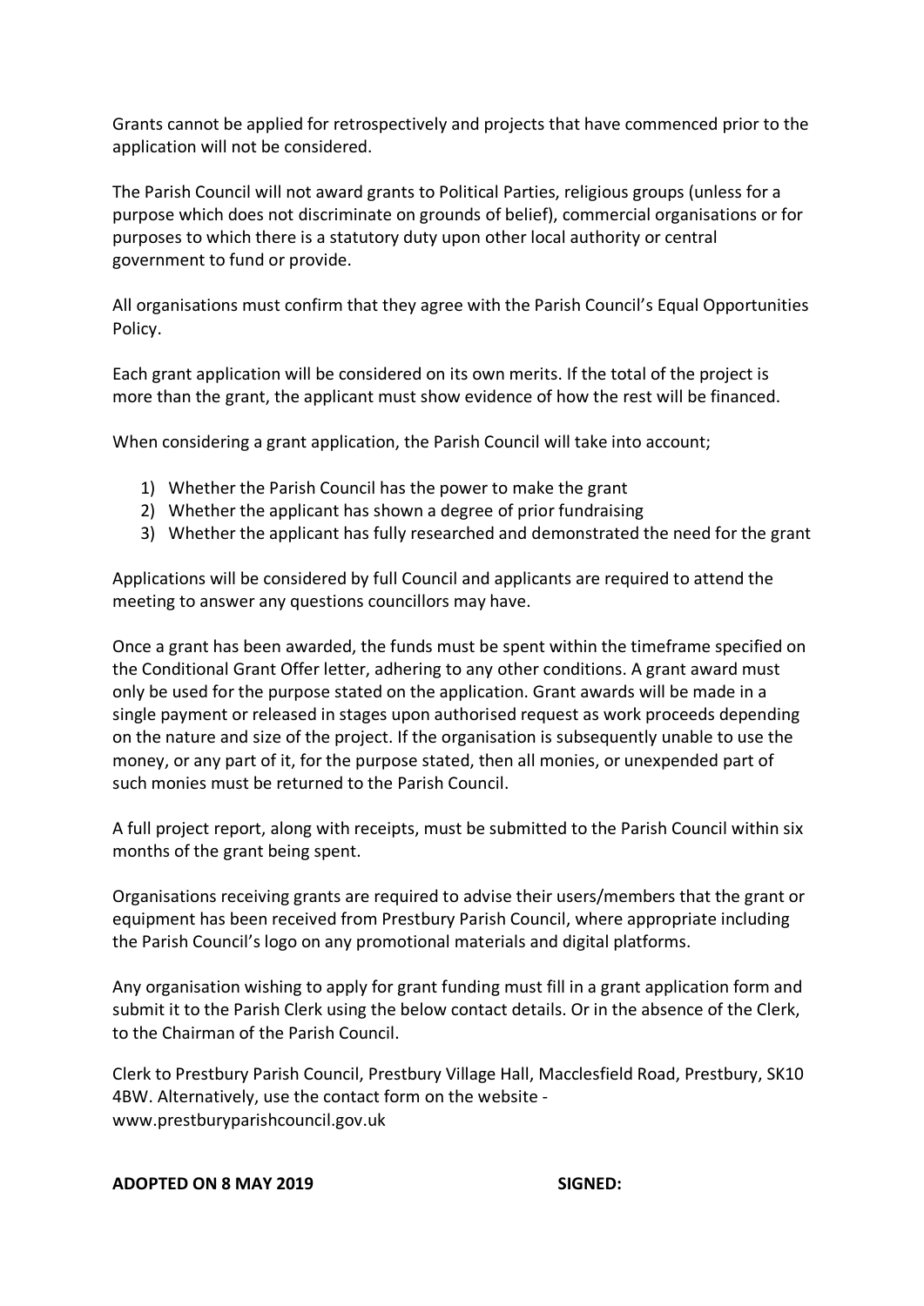Grants cannot be applied for retrospectively and projects that have commenced prior to the application will not be considered.

The Parish Council will not award grants to Political Parties, religious groups (unless for a purpose which does not discriminate on grounds of belief), commercial organisations or for purposes to which there is a statutory duty upon other local authority or central government to fund or provide.

All organisations must confirm that they agree with the Parish Council's Equal Opportunities Policy.

Each grant application will be considered on its own merits. If the total of the project is more than the grant, the applicant must show evidence of how the rest will be financed.

When considering a grant application, the Parish Council will take into account;

1) Whether the Parish Council has the power to make the grant
2) Whether the applicant has shown a degree of prior fundraising
3) Whether the applicant has fully researched and demonstrated the need for the grant

Applications will be considered by full Council and applicants are required to attend the meeting to answer any questions councillors may have.

Once a grant has been awarded, the funds must be spent within the timeframe specified on the Conditional Grant Offer letter, adhering to any other conditions. A grant award must only be used for the purpose stated on the application. Grant awards will be made in a single payment or released in stages upon authorised request as work proceeds depending on the nature and size of the project. If the organisation is subsequently unable to use the money, or any part of it, for the purpose stated, then all monies, or unexpended part of such monies must be returned to the Parish Council.

A full project report, along with receipts, must be submitted to the Parish Council within six months of the grant being spent.

Organisations receiving grants are required to advise their users/members that the grant or equipment has been received from Prestbury Parish Council, where appropriate including the Parish Council's logo on any promotional materials and digital platforms.

Any organisation wishing to apply for grant funding must fill in a grant application form and submit it to the Parish Clerk using the below contact details. Or in the absence of the Clerk, to the Chairman of the Parish Council.

Clerk to Prestbury Parish Council, Prestbury Village Hall, Macclesfield Road, Prestbury, SK10 4BW. Alternatively, use the contact form on the website - www.prestburyparishcouncil.gov.uk

**ADOPTED ON 8 MAY 2019** **SIGNED:**